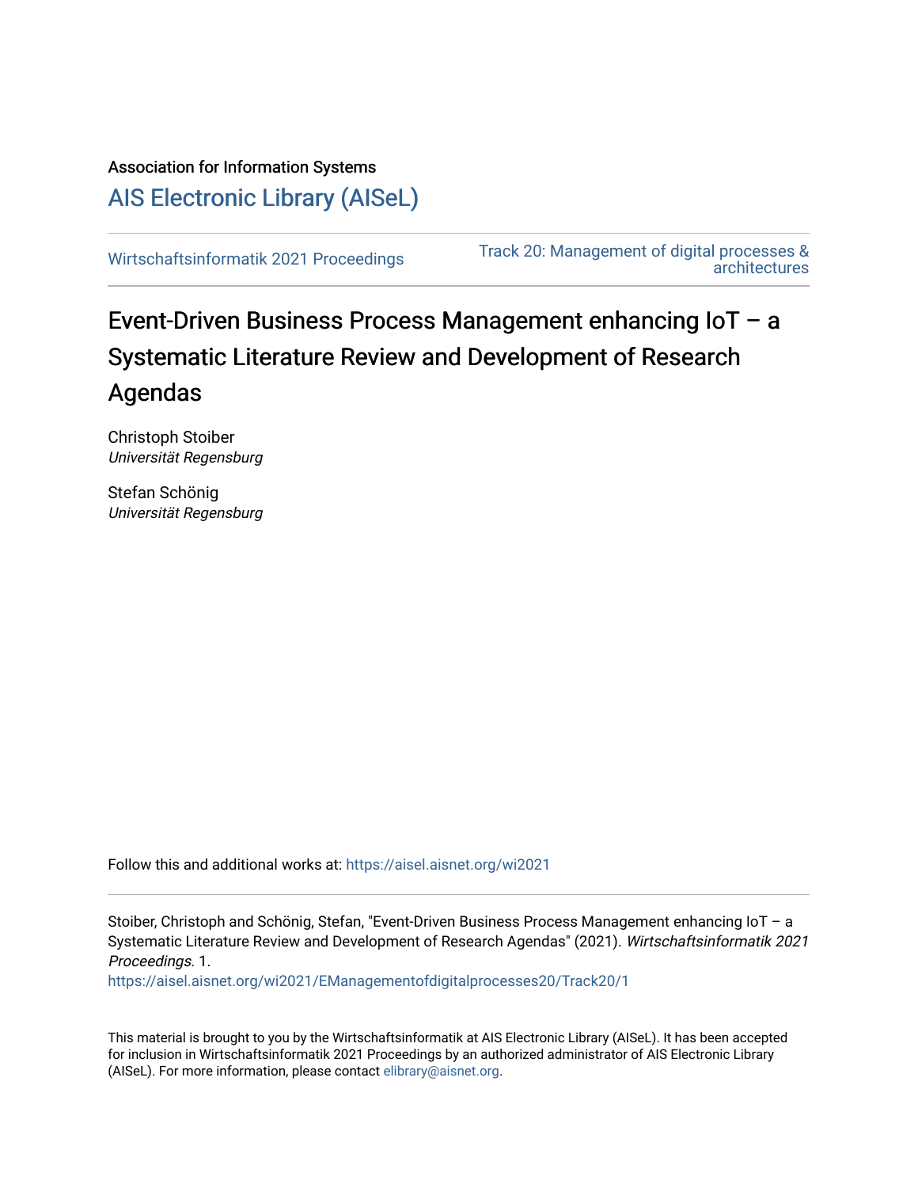Association for Information Systems

AIS Electronic Library (AISeL)

Wirtschaftsinformatik 2021 Proceedings

Track 20: Management of digital processes & architectures

# Event-Driven Business Process Management enhancing IoT – a Systematic Literature Review and Development of Research Agendas

Christoph Stoiber
*Universität Regensburg*

Stefan Schönig
*Universität Regensburg*

Follow this and additional works at: https://aisel.aisnet.org/wi2021

Stoiber, Christoph and Schönig, Stefan, "Event-Driven Business Process Management enhancing IoT – a Systematic Literature Review and Development of Research Agendas" (2021). *Wirtschaftsinformatik 2021 Proceedings*. 1.
https://aisel.aisnet.org/wi2021/EManagementofdigitalprocesses20/Track20/1

This material is brought to you by the Wirtschaftsinformatik at AIS Electronic Library (AISeL). It has been accepted for inclusion in Wirtschaftsinformatik 2021 Proceedings by an authorized administrator of AIS Electronic Library (AISeL). For more information, please contact elibrary@aisnet.org.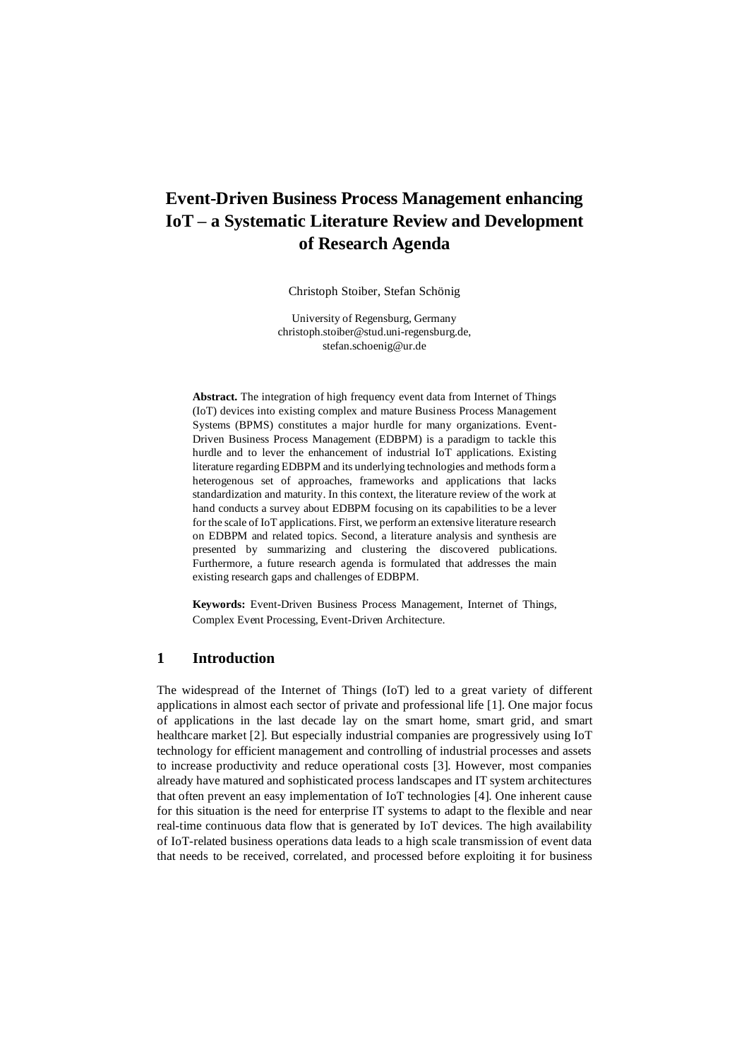# Event-Driven Business Process Management enhancing IoT – a Systematic Literature Review and Development of Research Agenda

Christoph Stoiber, Stefan Schönig

University of Regensburg, Germany
christoph.stoiber@stud.uni-regensburg.de,
stefan.schoenig@ur.de

**Abstract.** The integration of high frequency event data from Internet of Things (IoT) devices into existing complex and mature Business Process Management Systems (BPMS) constitutes a major hurdle for many organizations. Event-Driven Business Process Management (EDBPM) is a paradigm to tackle this hurdle and to lever the enhancement of industrial IoT applications. Existing literature regarding EDBPM and its underlying technologies and methods form a heterogenous set of approaches, frameworks and applications that lacks standardization and maturity. In this context, the literature review of the work at hand conducts a survey about EDBPM focusing on its capabilities to be a lever for the scale of IoT applications. First, we perform an extensive literature research on EDBPM and related topics. Second, a literature analysis and synthesis are presented by summarizing and clustering the discovered publications. Furthermore, a future research agenda is formulated that addresses the main existing research gaps and challenges of EDBPM.

**Keywords:** Event-Driven Business Process Management, Internet of Things, Complex Event Processing, Event-Driven Architecture.

## 1 Introduction

The widespread of the Internet of Things (IoT) led to a great variety of different applications in almost each sector of private and professional life [1]. One major focus of applications in the last decade lay on the smart home, smart grid, and smart healthcare market [2]. But especially industrial companies are progressively using IoT technology for efficient management and controlling of industrial processes and assets to increase productivity and reduce operational costs [3]. However, most companies already have matured and sophisticated process landscapes and IT system architectures that often prevent an easy implementation of IoT technologies [4]. One inherent cause for this situation is the need for enterprise IT systems to adapt to the flexible and near real-time continuous data flow that is generated by IoT devices. The high availability of IoT-related business operations data leads to a high scale transmission of event data that needs to be received, correlated, and processed before exploiting it for business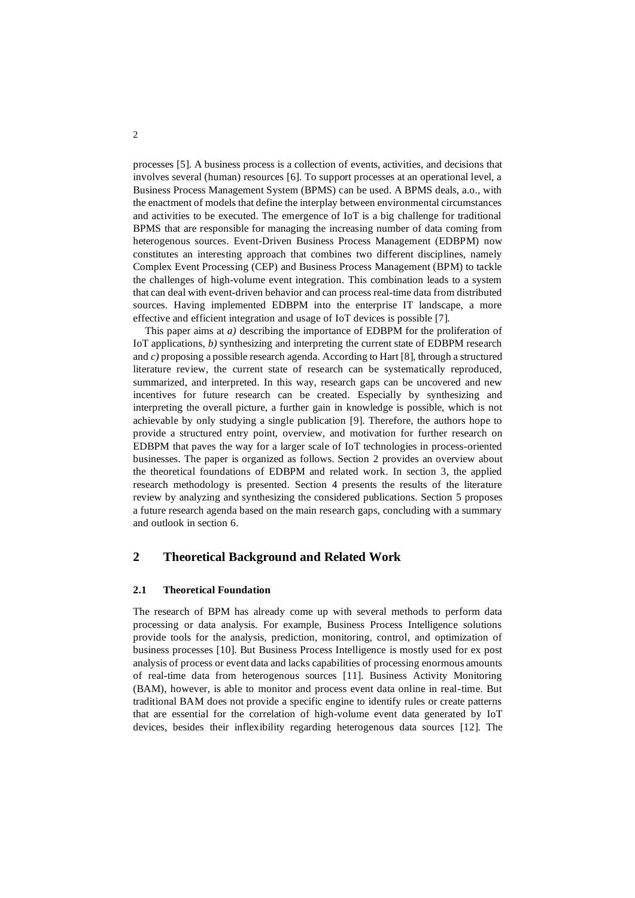processes [5]. A business process is a collection of events, activities, and decisions that involves several (human) resources [6]. To support processes at an operational level, a Business Process Management System (BPMS) can be used. A BPMS deals, a.o., with the enactment of models that define the interplay between environmental circumstances and activities to be executed. The emergence of IoT is a big challenge for traditional BPMS that are responsible for managing the increasing number of data coming from heterogenous sources. Event-Driven Business Process Management (EDBPM) now constitutes an interesting approach that combines two different disciplines, namely Complex Event Processing (CEP) and Business Process Management (BPM) to tackle the challenges of high-volume event integration. This combination leads to a system that can deal with event-driven behavior and can process real-time data from distributed sources. Having implemented EDBPM into the enterprise IT landscape, a more effective and efficient integration and usage of IoT devices is possible [7].

This paper aims at *a)* describing the importance of EDBPM for the proliferation of IoT applications, *b)* synthesizing and interpreting the current state of EDBPM research and *c)* proposing a possible research agenda. According to Hart [8], through a structured literature review, the current state of research can be systematically reproduced, summarized, and interpreted. In this way, research gaps can be uncovered and new incentives for future research can be created. Especially by synthesizing and interpreting the overall picture, a further gain in knowledge is possible, which is not achievable by only studying a single publication [9]. Therefore, the authors hope to provide a structured entry point, overview, and motivation for further research on EDBPM that paves the way for a larger scale of IoT technologies in process-oriented businesses. The paper is organized as follows. Section 2 provides an overview about the theoretical foundations of EDBPM and related work. In section 3, the applied research methodology is presented. Section 4 presents the results of the literature review by analyzing and synthesizing the considered publications. Section 5 proposes a future research agenda based on the main research gaps, concluding with a summary and outlook in section 6.

## 2 Theoretical Background and Related Work

### 2.1 Theoretical Foundation

The research of BPM has already come up with several methods to perform data processing or data analysis. For example, Business Process Intelligence solutions provide tools for the analysis, prediction, monitoring, control, and optimization of business processes [10]. But Business Process Intelligence is mostly used for ex post analysis of process or event data and lacks capabilities of processing enormous amounts of real-time data from heterogenous sources [11]. Business Activity Monitoring (BAM), however, is able to monitor and process event data online in real-time. But traditional BAM does not provide a specific engine to identify rules or create patterns that are essential for the correlation of high-volume event data generated by IoT devices, besides their inflexibility regarding heterogenous data sources [12]. The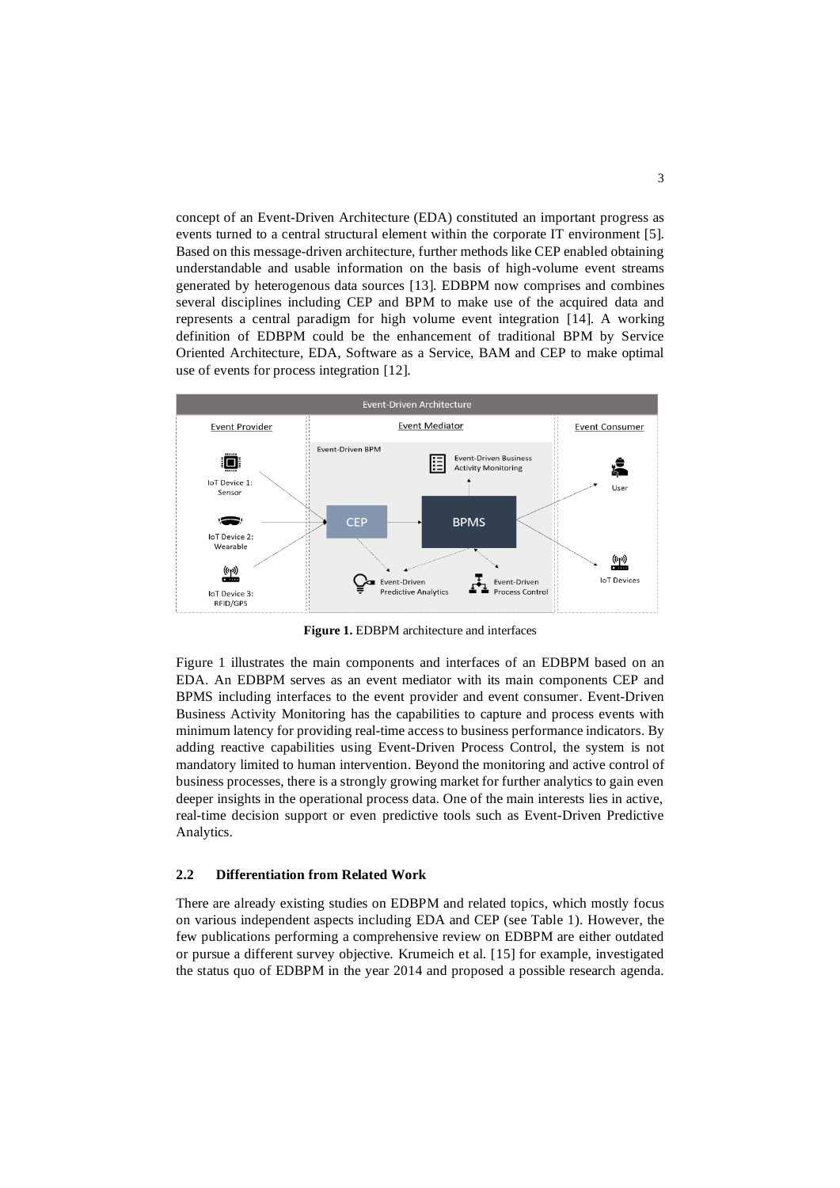concept of an Event-Driven Architecture (EDA) constituted an important progress as events turned to a central structural element within the corporate IT environment [5]. Based on this message-driven architecture, further methods like CEP enabled obtaining understandable and usable information on the basis of high-volume event streams generated by heterogenous data sources [13]. EDBPM now comprises and combines several disciplines including CEP and BPM to make use of the acquired data and represents a central paradigm for high volume event integration [14]. A working definition of EDBPM could be the enhancement of traditional BPM by Service Oriented Architecture, EDA, Software as a Service, BAM and CEP to make optimal use of events for process integration [12].

**Figure 1.** EDBPM architecture and interfaces

Figure 1 illustrates the main components and interfaces of an EDBPM based on an EDA. An EDBPM serves as an event mediator with its main components CEP and BPMS including interfaces to the event provider and event consumer. Event-Driven Business Activity Monitoring has the capabilities to capture and process events with minimum latency for providing real-time access to business performance indicators. By adding reactive capabilities using Event-Driven Process Control, the system is not mandatory limited to human intervention. Beyond the monitoring and active control of business processes, there is a strongly growing market for further analytics to gain even deeper insights in the operational process data. One of the main interests lies in active, real-time decision support or even predictive tools such as Event-Driven Predictive Analytics.

### 2.2 Differentiation from Related Work

There are already existing studies on EDBPM and related topics, which mostly focus on various independent aspects including EDA and CEP (see Table 1). However, the few publications performing a comprehensive review on EDBPM are either outdated or pursue a different survey objective. Krumeich et al. [15] for example, investigated the status quo of EDBPM in the year 2014 and proposed a possible research agenda.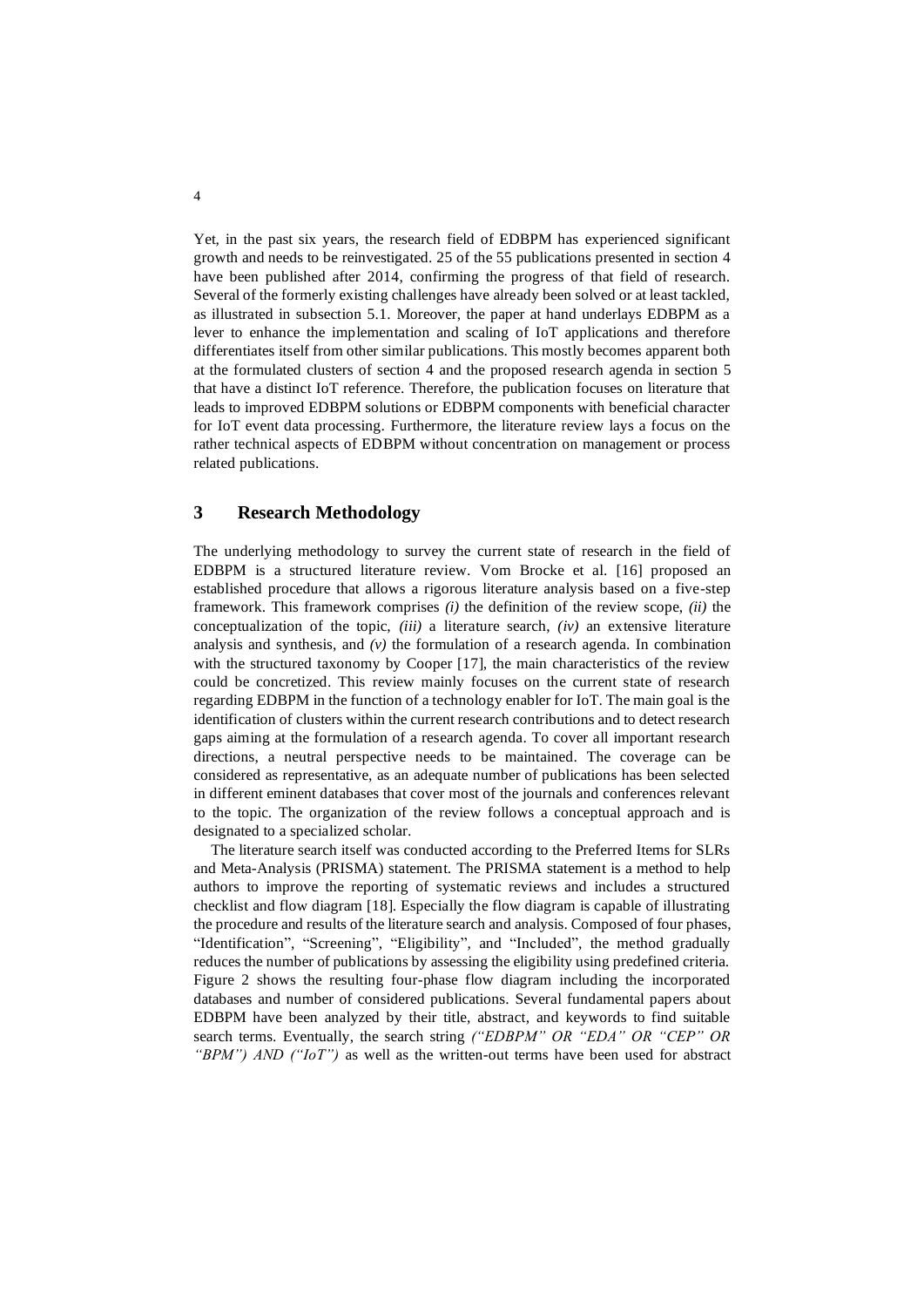Yet, in the past six years, the research field of EDBPM has experienced significant growth and needs to be reinvestigated. 25 of the 55 publications presented in section 4 have been published after 2014, confirming the progress of that field of research. Several of the formerly existing challenges have already been solved or at least tackled, as illustrated in subsection 5.1. Moreover, the paper at hand underlays EDBPM as a lever to enhance the implementation and scaling of IoT applications and therefore differentiates itself from other similar publications. This mostly becomes apparent both at the formulated clusters of section 4 and the proposed research agenda in section 5 that have a distinct IoT reference. Therefore, the publication focuses on literature that leads to improved EDBPM solutions or EDBPM components with beneficial character for IoT event data processing. Furthermore, the literature review lays a focus on the rather technical aspects of EDBPM without concentration on management or process related publications.

## 3 Research Methodology

The underlying methodology to survey the current state of research in the field of EDBPM is a structured literature review. Vom Brocke et al. [16] proposed an established procedure that allows a rigorous literature analysis based on a five-step framework. This framework comprises *(i)* the definition of the review scope, *(ii)* the conceptualization of the topic, *(iii)* a literature search, *(iv)* an extensive literature analysis and synthesis, and *(v)* the formulation of a research agenda. In combination with the structured taxonomy by Cooper [17], the main characteristics of the review could be concretized. This review mainly focuses on the current state of research regarding EDBPM in the function of a technology enabler for IoT. The main goal is the identification of clusters within the current research contributions and to detect research gaps aiming at the formulation of a research agenda. To cover all important research directions, a neutral perspective needs to be maintained. The coverage can be considered as representative, as an adequate number of publications has been selected in different eminent databases that cover most of the journals and conferences relevant to the topic. The organization of the review follows a conceptual approach and is designated to a specialized scholar.

The literature search itself was conducted according to the Preferred Items for SLRs and Meta-Analysis (PRISMA) statement. The PRISMA statement is a method to help authors to improve the reporting of systematic reviews and includes a structured checklist and flow diagram [18]. Especially the flow diagram is capable of illustrating the procedure and results of the literature search and analysis. Composed of four phases, "Identification", "Screening", "Eligibility", and "Included", the method gradually reduces the number of publications by assessing the eligibility using predefined criteria. Figure 2 shows the resulting four-phase flow diagram including the incorporated databases and number of considered publications. Several fundamental papers about EDBPM have been analyzed by their title, abstract, and keywords to find suitable search terms. Eventually, the search string *("EDBPM" OR "EDA" OR "CEP" OR "BPM") AND ("IoT")* as well as the written-out terms have been used for abstract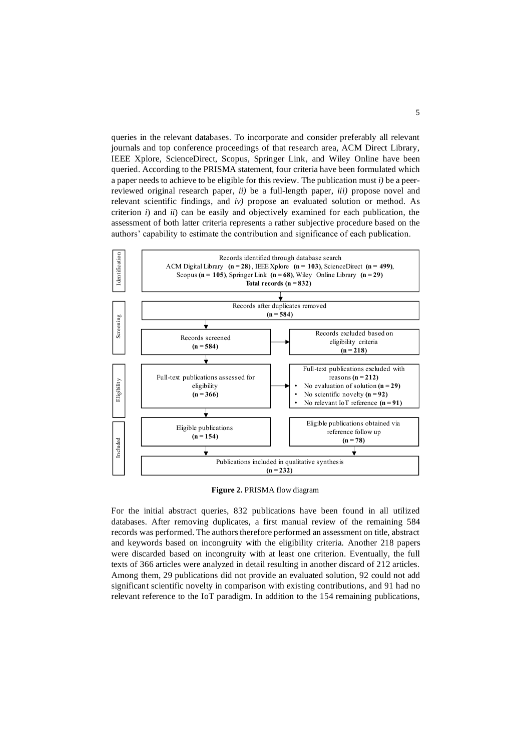queries in the relevant databases. To incorporate and consider preferably all relevant journals and top conference proceedings of that research area, ACM Direct Library, IEEE Xplore, ScienceDirect, Scopus, Springer Link, and Wiley Online have been queried. According to the PRISMA statement, four criteria have been formulated which a paper needs to achieve to be eligible for this review. The publication must *i)* be a peer-reviewed original research paper, *ii)* be a full-length paper, *iii)* propose novel and relevant scientific findings, and *iv)* propose an evaluated solution or method. As criterion *i*) and *ii*) can be easily and objectively examined for each publication, the assessment of both latter criteria represents a rather subjective procedure based on the authors' capability to estimate the contribution and significance of each publication.

**Identification**

Records identified through database search
ACM Digital Library **(n = 28)**, IEEE Xplore **(n = 103)**, ScienceDirect **(n = 499)**, Scopus **(n = 105)**, Springer Link **(n = 68)**, Wiley Online Library **(n = 29)**
**Total records (n = 832)**

**Screening**

Records after duplicates removed **(n = 584)**

Records screened **(n = 584)** → Records excluded based on eligibility criteria **(n = 218)**

**Eligibility**

Full-text publications assessed for eligibility **(n = 366)** → Full-text publications excluded with reasons **(n = 212)**

- No evaluation of solution **(n = 29)**
- No scientific novelty **(n = 92)**
- No relevant IoT reference **(n = 91)**

**Included**

Eligible publications **(n = 154)**

Eligible publications obtained via reference follow up **(n = 78)**

Publications included in qualitative synthesis **(n = 232)**

**Figure 2.** PRISMA flow diagram

For the initial abstract queries, 832 publications have been found in all utilized databases. After removing duplicates, a first manual review of the remaining 584 records was performed. The authors therefore performed an assessment on title, abstract and keywords based on incongruity with the eligibility criteria. Another 218 papers were discarded based on incongruity with at least one criterion. Eventually, the full texts of 366 articles were analyzed in detail resulting in another discard of 212 articles. Among them, 29 publications did not provide an evaluated solution, 92 could not add significant scientific novelty in comparison with existing contributions, and 91 had no relevant reference to the IoT paradigm. In addition to the 154 remaining publications,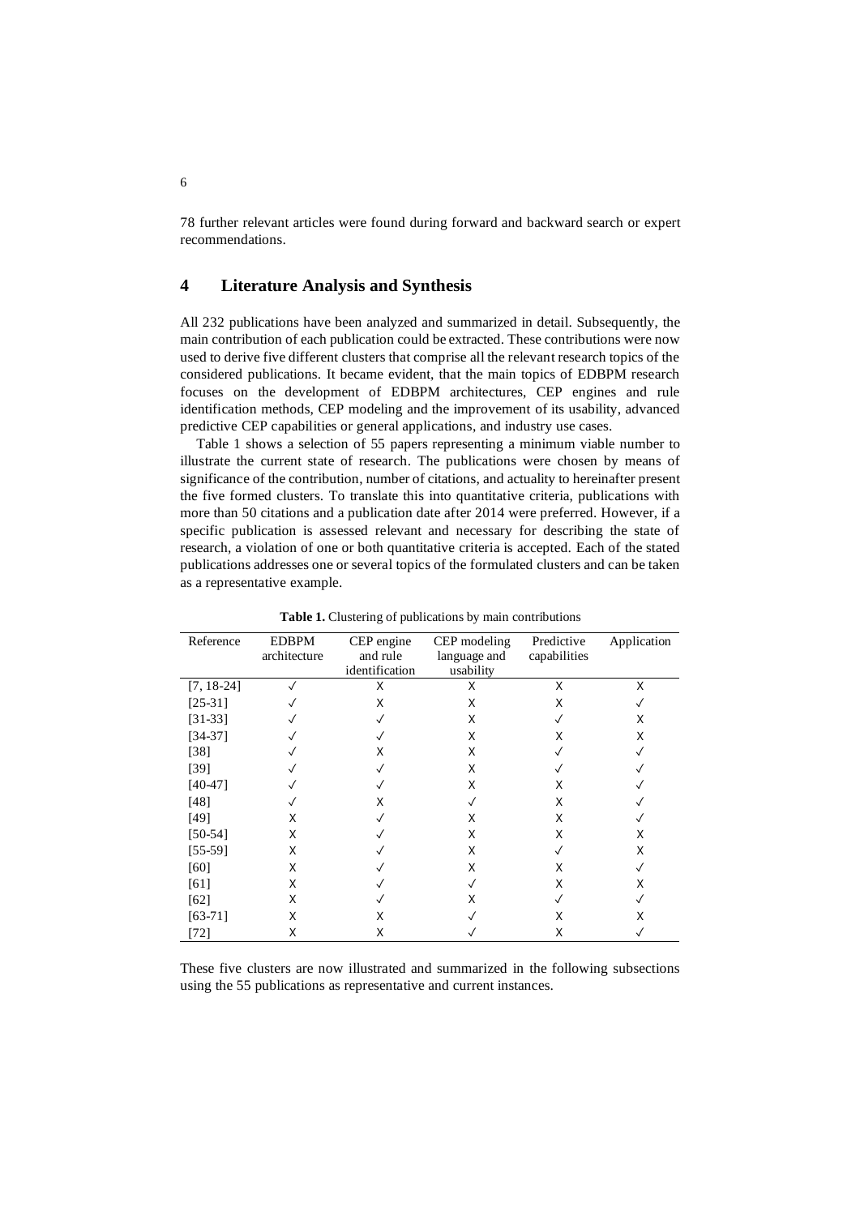78 further relevant articles were found during forward and backward search or expert recommendations.

## 4 Literature Analysis and Synthesis

All 232 publications have been analyzed and summarized in detail. Subsequently, the main contribution of each publication could be extracted. These contributions were now used to derive five different clusters that comprise all the relevant research topics of the considered publications. It became evident, that the main topics of EDBPM research focuses on the development of EDBPM architectures, CEP engines and rule identification methods, CEP modeling and the improvement of its usability, advanced predictive CEP capabilities or general applications, and industry use cases.

Table 1 shows a selection of 55 papers representing a minimum viable number to illustrate the current state of research. The publications were chosen by means of significance of the contribution, number of citations, and actuality to hereinafter present the five formed clusters. To translate this into quantitative criteria, publications with more than 50 citations and a publication date after 2014 were preferred. However, if a specific publication is assessed relevant and necessary for describing the state of research, a violation of one or both quantitative criteria is accepted. Each of the stated publications addresses one or several topics of the formulated clusters and can be taken as a representative example.

**Table 1.** Clustering of publications by main contributions

| Reference | EDBPM architecture | CEP engine and rule identification | CEP modeling language and usability | Predictive capabilities | Application |
|---|---|---|---|---|---|
| [7, 18-24] | ✓ | X | X | X | X |
| [25-31] | ✓ | X | X | X | ✓ |
| [31-33] | ✓ | ✓ | X | ✓ | X |
| [34-37] | ✓ | ✓ | X | X | X |
| [38] | ✓ | X | X | ✓ | ✓ |
| [39] | ✓ | ✓ | X | ✓ | ✓ |
| [40-47] | ✓ | ✓ | X | X | ✓ |
| [48] | ✓ | X | ✓ | X | ✓ |
| [49] | X | ✓ | X | X | ✓ |
| [50-54] | X | ✓ | X | X | X |
| [55-59] | X | ✓ | X | ✓ | X |
| [60] | X | ✓ | X | X | ✓ |
| [61] | X | ✓ | ✓ | X | X |
| [62] | X | ✓ | X | ✓ | ✓ |
| [63-71] | X | X | ✓ | X | X |
| [72] | X | X | ✓ | X | ✓ |

These five clusters are now illustrated and summarized in the following subsections using the 55 publications as representative and current instances.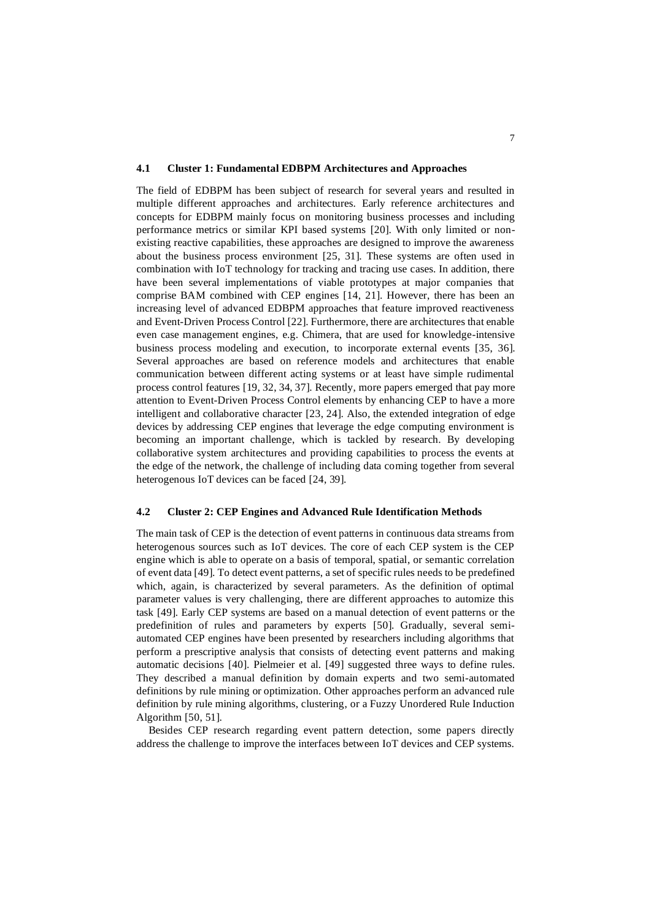### 4.1 Cluster 1: Fundamental EDBPM Architectures and Approaches

The field of EDBPM has been subject of research for several years and resulted in multiple different approaches and architectures. Early reference architectures and concepts for EDBPM mainly focus on monitoring business processes and including performance metrics or similar KPI based systems [20]. With only limited or non-existing reactive capabilities, these approaches are designed to improve the awareness about the business process environment [25, 31]. These systems are often used in combination with IoT technology for tracking and tracing use cases. In addition, there have been several implementations of viable prototypes at major companies that comprise BAM combined with CEP engines [14, 21]. However, there has been an increasing level of advanced EDBPM approaches that feature improved reactiveness and Event-Driven Process Control [22]. Furthermore, there are architectures that enable even case management engines, e.g. Chimera, that are used for knowledge-intensive business process modeling and execution, to incorporate external events [35, 36]. Several approaches are based on reference models and architectures that enable communication between different acting systems or at least have simple rudimental process control features [19, 32, 34, 37]. Recently, more papers emerged that pay more attention to Event-Driven Process Control elements by enhancing CEP to have a more intelligent and collaborative character [23, 24]. Also, the extended integration of edge devices by addressing CEP engines that leverage the edge computing environment is becoming an important challenge, which is tackled by research. By developing collaborative system architectures and providing capabilities to process the events at the edge of the network, the challenge of including data coming together from several heterogenous IoT devices can be faced [24, 39].

### 4.2 Cluster 2: CEP Engines and Advanced Rule Identification Methods

The main task of CEP is the detection of event patterns in continuous data streams from heterogenous sources such as IoT devices. The core of each CEP system is the CEP engine which is able to operate on a basis of temporal, spatial, or semantic correlation of event data [49]. To detect event patterns, a set of specific rules needs to be predefined which, again, is characterized by several parameters. As the definition of optimal parameter values is very challenging, there are different approaches to automize this task [49]. Early CEP systems are based on a manual detection of event patterns or the predefinition of rules and parameters by experts [50]. Gradually, several semi-automated CEP engines have been presented by researchers including algorithms that perform a prescriptive analysis that consists of detecting event patterns and making automatic decisions [40]. Pielmeier et al. [49] suggested three ways to define rules. They described a manual definition by domain experts and two semi-automated definitions by rule mining or optimization. Other approaches perform an advanced rule definition by rule mining algorithms, clustering, or a Fuzzy Unordered Rule Induction Algorithm [50, 51].

Besides CEP research regarding event pattern detection, some papers directly address the challenge to improve the interfaces between IoT devices and CEP systems.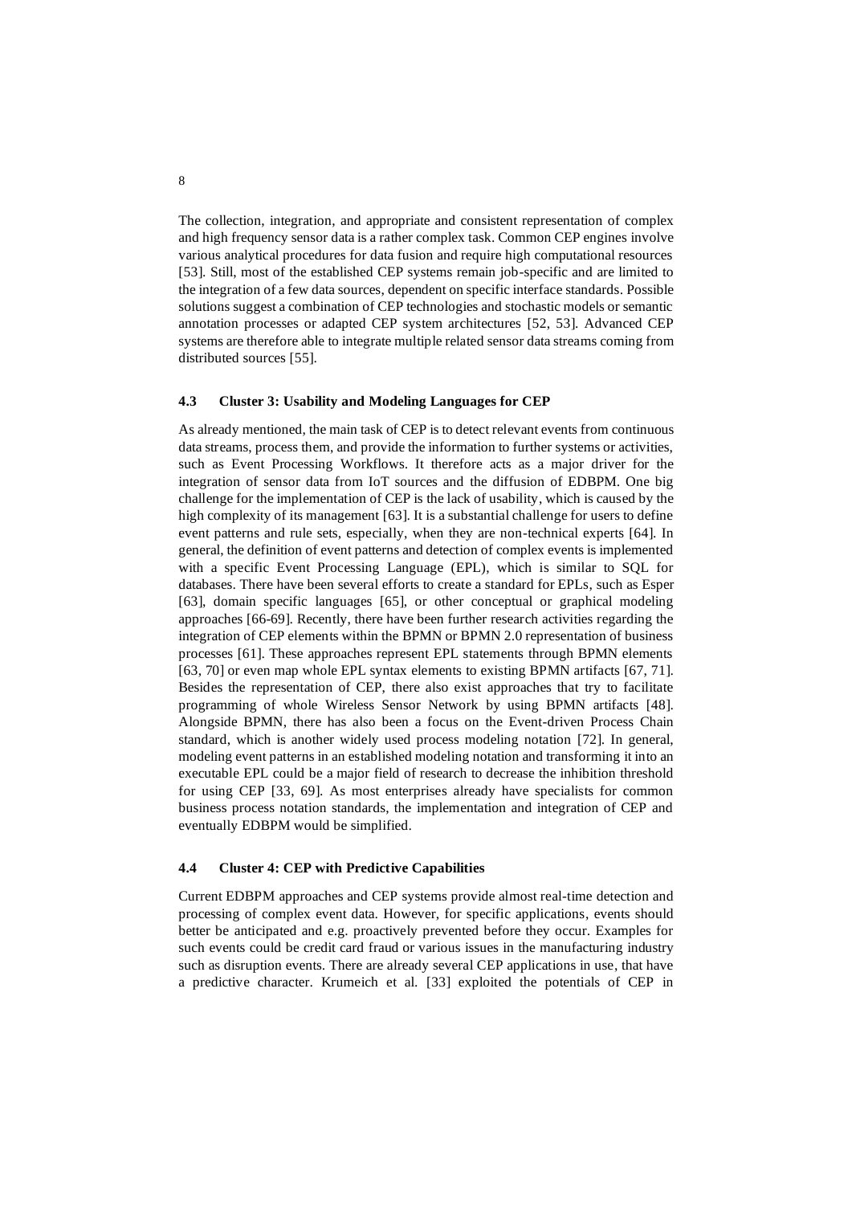The collection, integration, and appropriate and consistent representation of complex and high frequency sensor data is a rather complex task. Common CEP engines involve various analytical procedures for data fusion and require high computational resources [53]. Still, most of the established CEP systems remain job-specific and are limited to the integration of a few data sources, dependent on specific interface standards. Possible solutions suggest a combination of CEP technologies and stochastic models or semantic annotation processes or adapted CEP system architectures [52, 53]. Advanced CEP systems are therefore able to integrate multiple related sensor data streams coming from distributed sources [55].

### 4.3 Cluster 3: Usability and Modeling Languages for CEP

As already mentioned, the main task of CEP is to detect relevant events from continuous data streams, process them, and provide the information to further systems or activities, such as Event Processing Workflows. It therefore acts as a major driver for the integration of sensor data from IoT sources and the diffusion of EDBPM. One big challenge for the implementation of CEP is the lack of usability, which is caused by the high complexity of its management [63]. It is a substantial challenge for users to define event patterns and rule sets, especially, when they are non-technical experts [64]. In general, the definition of event patterns and detection of complex events is implemented with a specific Event Processing Language (EPL), which is similar to SQL for databases. There have been several efforts to create a standard for EPLs, such as Esper [63], domain specific languages [65], or other conceptual or graphical modeling approaches [66-69]. Recently, there have been further research activities regarding the integration of CEP elements within the BPMN or BPMN 2.0 representation of business processes [61]. These approaches represent EPL statements through BPMN elements [63, 70] or even map whole EPL syntax elements to existing BPMN artifacts [67, 71]. Besides the representation of CEP, there also exist approaches that try to facilitate programming of whole Wireless Sensor Network by using BPMN artifacts [48]. Alongside BPMN, there has also been a focus on the Event-driven Process Chain standard, which is another widely used process modeling notation [72]. In general, modeling event patterns in an established modeling notation and transforming it into an executable EPL could be a major field of research to decrease the inhibition threshold for using CEP [33, 69]. As most enterprises already have specialists for common business process notation standards, the implementation and integration of CEP and eventually EDBPM would be simplified.

### 4.4 Cluster 4: CEP with Predictive Capabilities

Current EDBPM approaches and CEP systems provide almost real-time detection and processing of complex event data. However, for specific applications, events should better be anticipated and e.g. proactively prevented before they occur. Examples for such events could be credit card fraud or various issues in the manufacturing industry such as disruption events. There are already several CEP applications in use, that have a predictive character. Krumeich et al. [33] exploited the potentials of CEP in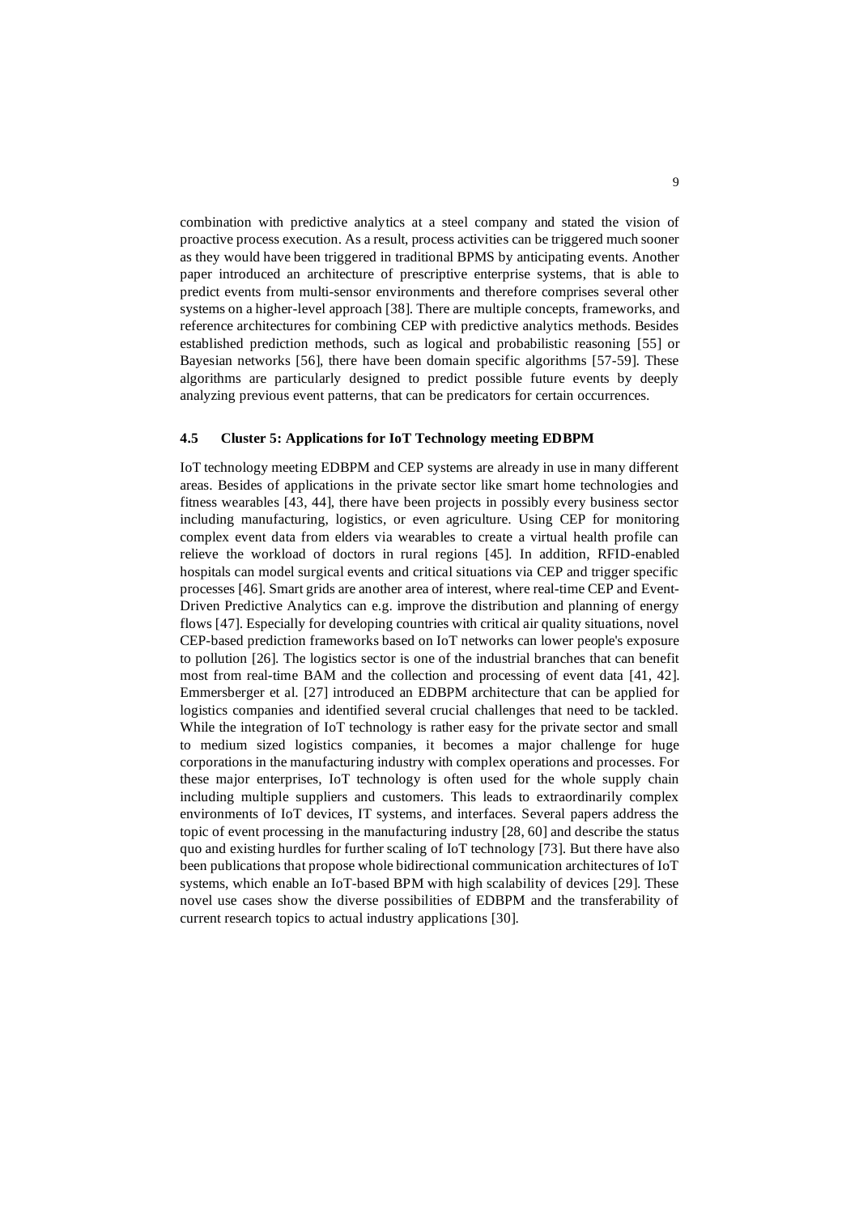combination with predictive analytics at a steel company and stated the vision of proactive process execution. As a result, process activities can be triggered much sooner as they would have been triggered in traditional BPMS by anticipating events. Another paper introduced an architecture of prescriptive enterprise systems, that is able to predict events from multi-sensor environments and therefore comprises several other systems on a higher-level approach [38]. There are multiple concepts, frameworks, and reference architectures for combining CEP with predictive analytics methods. Besides established prediction methods, such as logical and probabilistic reasoning [55] or Bayesian networks [56], there have been domain specific algorithms [57-59]. These algorithms are particularly designed to predict possible future events by deeply analyzing previous event patterns, that can be predicators for certain occurrences.

### 4.5 Cluster 5: Applications for IoT Technology meeting EDBPM

IoT technology meeting EDBPM and CEP systems are already in use in many different areas. Besides of applications in the private sector like smart home technologies and fitness wearables [43, 44], there have been projects in possibly every business sector including manufacturing, logistics, or even agriculture. Using CEP for monitoring complex event data from elders via wearables to create a virtual health profile can relieve the workload of doctors in rural regions [45]. In addition, RFID-enabled hospitals can model surgical events and critical situations via CEP and trigger specific processes [46]. Smart grids are another area of interest, where real-time CEP and Event-Driven Predictive Analytics can e.g. improve the distribution and planning of energy flows [47]. Especially for developing countries with critical air quality situations, novel CEP-based prediction frameworks based on IoT networks can lower people's exposure to pollution [26]. The logistics sector is one of the industrial branches that can benefit most from real-time BAM and the collection and processing of event data [41, 42]. Emmersberger et al. [27] introduced an EDBPM architecture that can be applied for logistics companies and identified several crucial challenges that need to be tackled. While the integration of IoT technology is rather easy for the private sector and small to medium sized logistics companies, it becomes a major challenge for huge corporations in the manufacturing industry with complex operations and processes. For these major enterprises, IoT technology is often used for the whole supply chain including multiple suppliers and customers. This leads to extraordinarily complex environments of IoT devices, IT systems, and interfaces. Several papers address the topic of event processing in the manufacturing industry [28, 60] and describe the status quo and existing hurdles for further scaling of IoT technology [73]. But there have also been publications that propose whole bidirectional communication architectures of IoT systems, which enable an IoT-based BPM with high scalability of devices [29]. These novel use cases show the diverse possibilities of EDBPM and the transferability of current research topics to actual industry applications [30].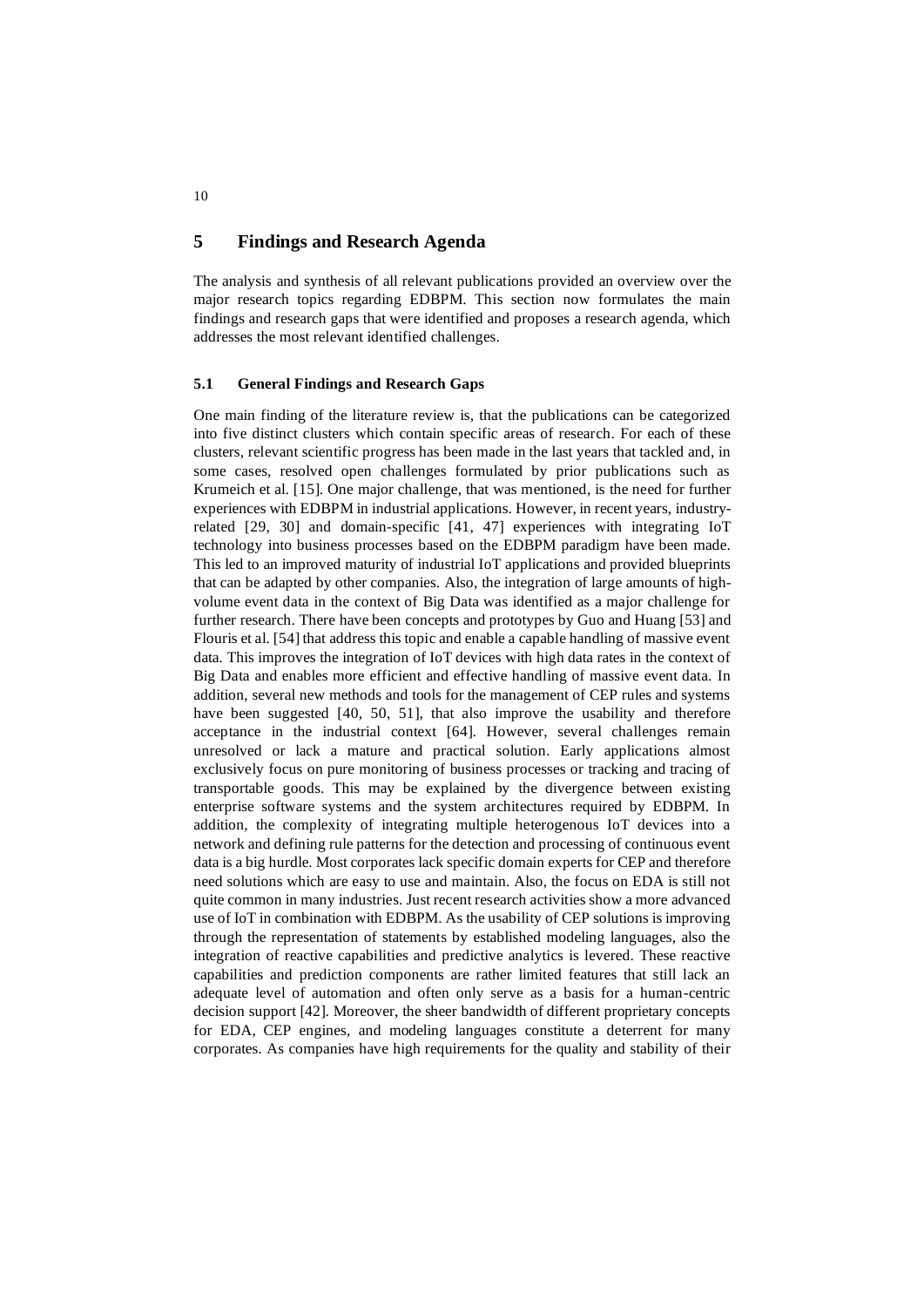# 5 Findings and Research Agenda

The analysis and synthesis of all relevant publications provided an overview over the major research topics regarding EDBPM. This section now formulates the main findings and research gaps that were identified and proposes a research agenda, which addresses the most relevant identified challenges.

## 5.1 General Findings and Research Gaps

One main finding of the literature review is, that the publications can be categorized into five distinct clusters which contain specific areas of research. For each of these clusters, relevant scientific progress has been made in the last years that tackled and, in some cases, resolved open challenges formulated by prior publications such as Krumeich et al. [15]. One major challenge, that was mentioned, is the need for further experiences with EDBPM in industrial applications. However, in recent years, industry-related [29, 30] and domain-specific [41, 47] experiences with integrating IoT technology into business processes based on the EDBPM paradigm have been made. This led to an improved maturity of industrial IoT applications and provided blueprints that can be adapted by other companies. Also, the integration of large amounts of high-volume event data in the context of Big Data was identified as a major challenge for further research. There have been concepts and prototypes by Guo and Huang [53] and Flouris et al. [54] that address this topic and enable a capable handling of massive event data. This improves the integration of IoT devices with high data rates in the context of Big Data and enables more efficient and effective handling of massive event data. In addition, several new methods and tools for the management of CEP rules and systems have been suggested [40, 50, 51], that also improve the usability and therefore acceptance in the industrial context [64]. However, several challenges remain unresolved or lack a mature and practical solution. Early applications almost exclusively focus on pure monitoring of business processes or tracking and tracing of transportable goods. This may be explained by the divergence between existing enterprise software systems and the system architectures required by EDBPM. In addition, the complexity of integrating multiple heterogenous IoT devices into a network and defining rule patterns for the detection and processing of continuous event data is a big hurdle. Most corporates lack specific domain experts for CEP and therefore need solutions which are easy to use and maintain. Also, the focus on EDA is still not quite common in many industries. Just recent research activities show a more advanced use of IoT in combination with EDBPM. As the usability of CEP solutions is improving through the representation of statements by established modeling languages, also the integration of reactive capabilities and predictive analytics is levered. These reactive capabilities and prediction components are rather limited features that still lack an adequate level of automation and often only serve as a basis for a human-centric decision support [42]. Moreover, the sheer bandwidth of different proprietary concepts for EDA, CEP engines, and modeling languages constitute a deterrent for many corporates. As companies have high requirements for the quality and stability of their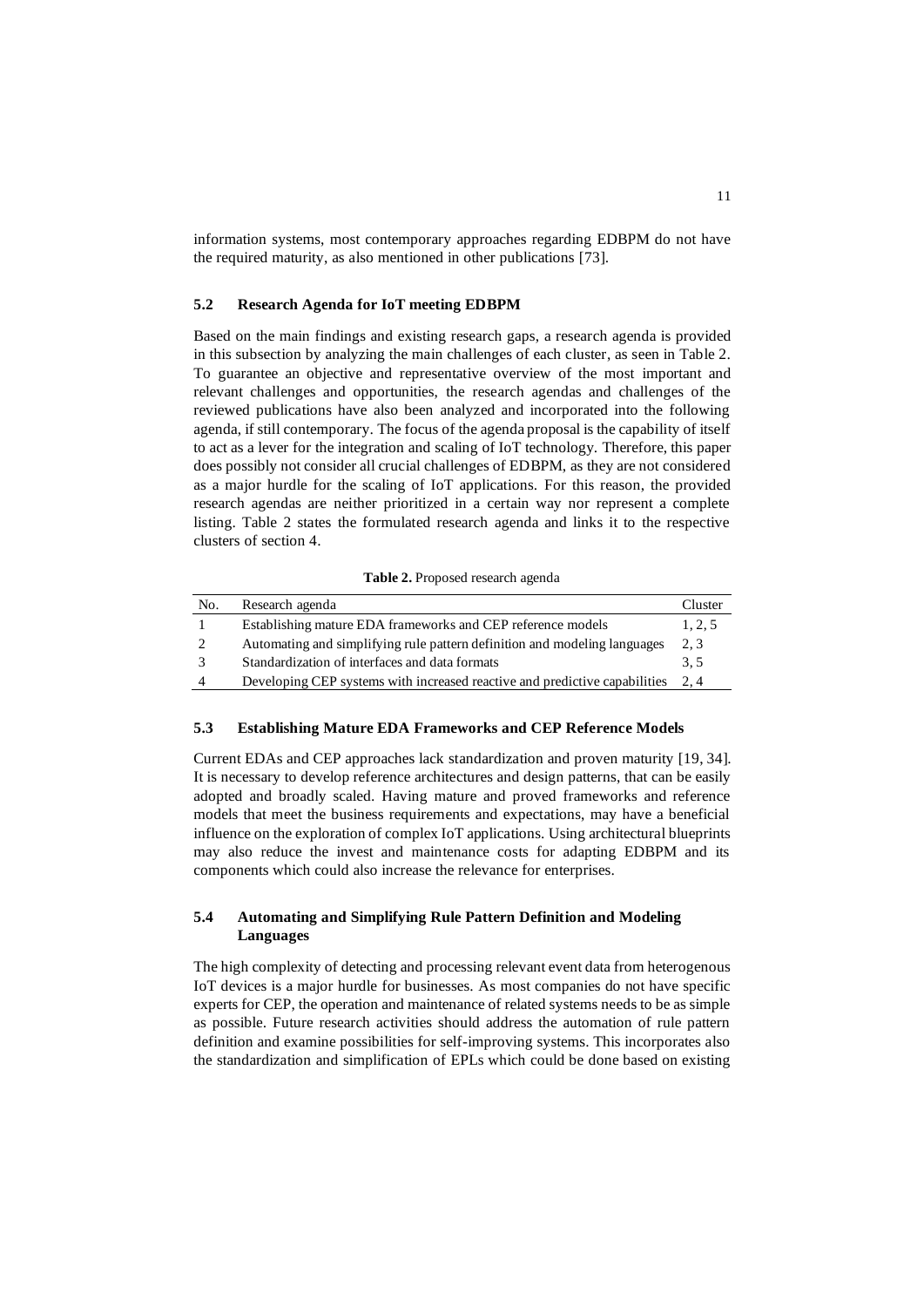information systems, most contemporary approaches regarding EDBPM do not have the required maturity, as also mentioned in other publications [73].

### 5.2 Research Agenda for IoT meeting EDBPM

Based on the main findings and existing research gaps, a research agenda is provided in this subsection by analyzing the main challenges of each cluster, as seen in Table 2. To guarantee an objective and representative overview of the most important and relevant challenges and opportunities, the research agendas and challenges of the reviewed publications have also been analyzed and incorporated into the following agenda, if still contemporary. The focus of the agenda proposal is the capability of itself to act as a lever for the integration and scaling of IoT technology. Therefore, this paper does possibly not consider all crucial challenges of EDBPM, as they are not considered as a major hurdle for the scaling of IoT applications. For this reason, the provided research agendas are neither prioritized in a certain way nor represent a complete listing. Table 2 states the formulated research agenda and links it to the respective clusters of section 4.

**Table 2.** Proposed research agenda

| No. | Research agenda | Cluster |
|---|---|---|
| 1 | Establishing mature EDA frameworks and CEP reference models | 1, 2, 5 |
| 2 | Automating and simplifying rule pattern definition and modeling languages | 2, 3 |
| 3 | Standardization of interfaces and data formats | 3, 5 |
| 4 | Developing CEP systems with increased reactive and predictive capabilities | 2, 4 |

### 5.3 Establishing Mature EDA Frameworks and CEP Reference Models

Current EDAs and CEP approaches lack standardization and proven maturity [19, 34]. It is necessary to develop reference architectures and design patterns, that can be easily adopted and broadly scaled. Having mature and proved frameworks and reference models that meet the business requirements and expectations, may have a beneficial influence on the exploration of complex IoT applications. Using architectural blueprints may also reduce the invest and maintenance costs for adapting EDBPM and its components which could also increase the relevance for enterprises.

### 5.4 Automating and Simplifying Rule Pattern Definition and Modeling Languages

The high complexity of detecting and processing relevant event data from heterogenous IoT devices is a major hurdle for businesses. As most companies do not have specific experts for CEP, the operation and maintenance of related systems needs to be as simple as possible. Future research activities should address the automation of rule pattern definition and examine possibilities for self-improving systems. This incorporates also the standardization and simplification of EPLs which could be done based on existing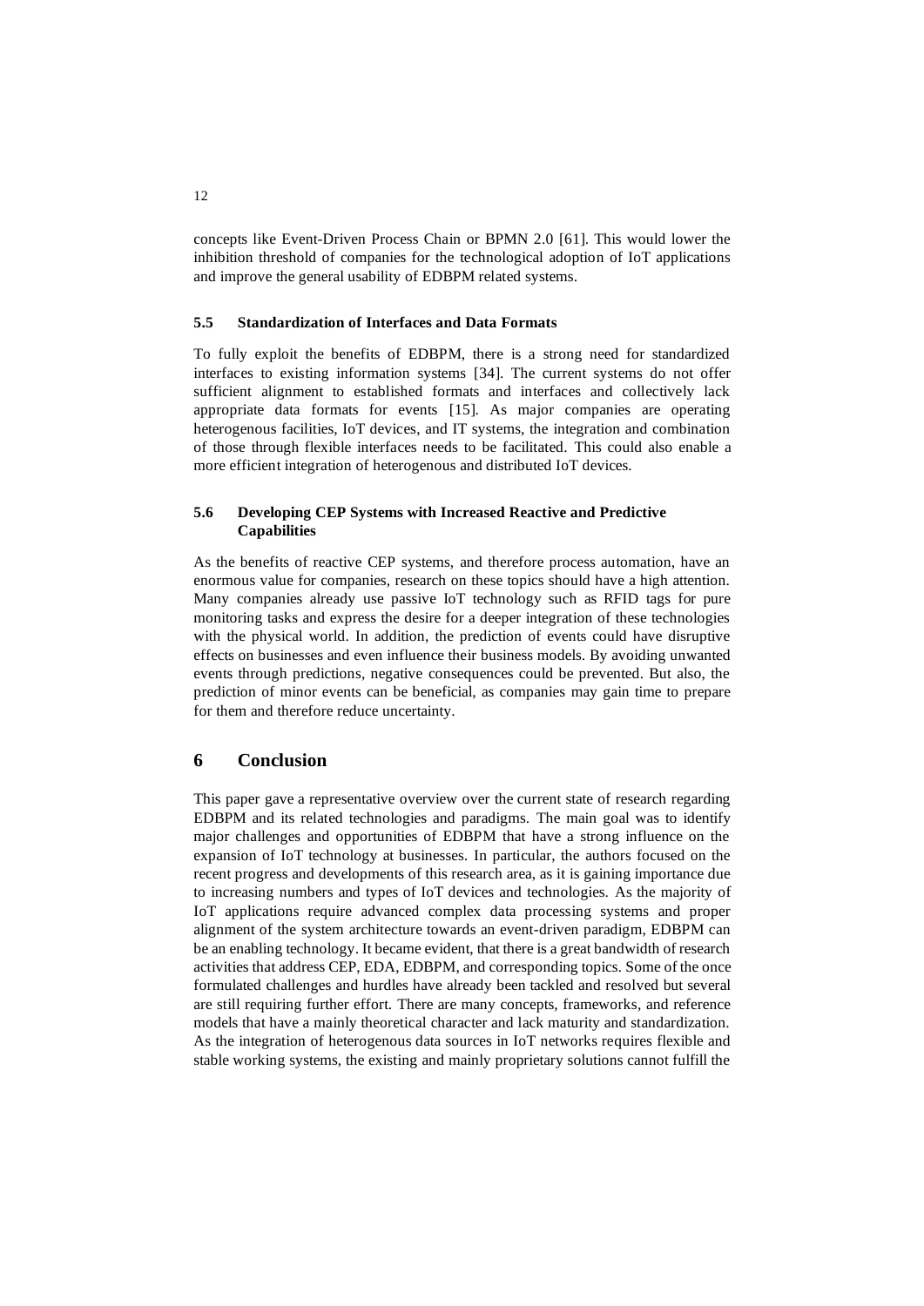concepts like Event-Driven Process Chain or BPMN 2.0 [61]. This would lower the inhibition threshold of companies for the technological adoption of IoT applications and improve the general usability of EDBPM related systems.

### 5.5 Standardization of Interfaces and Data Formats

To fully exploit the benefits of EDBPM, there is a strong need for standardized interfaces to existing information systems [34]. The current systems do not offer sufficient alignment to established formats and interfaces and collectively lack appropriate data formats for events [15]. As major companies are operating heterogenous facilities, IoT devices, and IT systems, the integration and combination of those through flexible interfaces needs to be facilitated. This could also enable a more efficient integration of heterogenous and distributed IoT devices.

### 5.6 Developing CEP Systems with Increased Reactive and Predictive Capabilities

As the benefits of reactive CEP systems, and therefore process automation, have an enormous value for companies, research on these topics should have a high attention. Many companies already use passive IoT technology such as RFID tags for pure monitoring tasks and express the desire for a deeper integration of these technologies with the physical world. In addition, the prediction of events could have disruptive effects on businesses and even influence their business models. By avoiding unwanted events through predictions, negative consequences could be prevented. But also, the prediction of minor events can be beneficial, as companies may gain time to prepare for them and therefore reduce uncertainty.

## 6 Conclusion

This paper gave a representative overview over the current state of research regarding EDBPM and its related technologies and paradigms. The main goal was to identify major challenges and opportunities of EDBPM that have a strong influence on the expansion of IoT technology at businesses. In particular, the authors focused on the recent progress and developments of this research area, as it is gaining importance due to increasing numbers and types of IoT devices and technologies. As the majority of IoT applications require advanced complex data processing systems and proper alignment of the system architecture towards an event-driven paradigm, EDBPM can be an enabling technology. It became evident, that there is a great bandwidth of research activities that address CEP, EDA, EDBPM, and corresponding topics. Some of the once formulated challenges and hurdles have already been tackled and resolved but several are still requiring further effort. There are many concepts, frameworks, and reference models that have a mainly theoretical character and lack maturity and standardization. As the integration of heterogenous data sources in IoT networks requires flexible and stable working systems, the existing and mainly proprietary solutions cannot fulfill the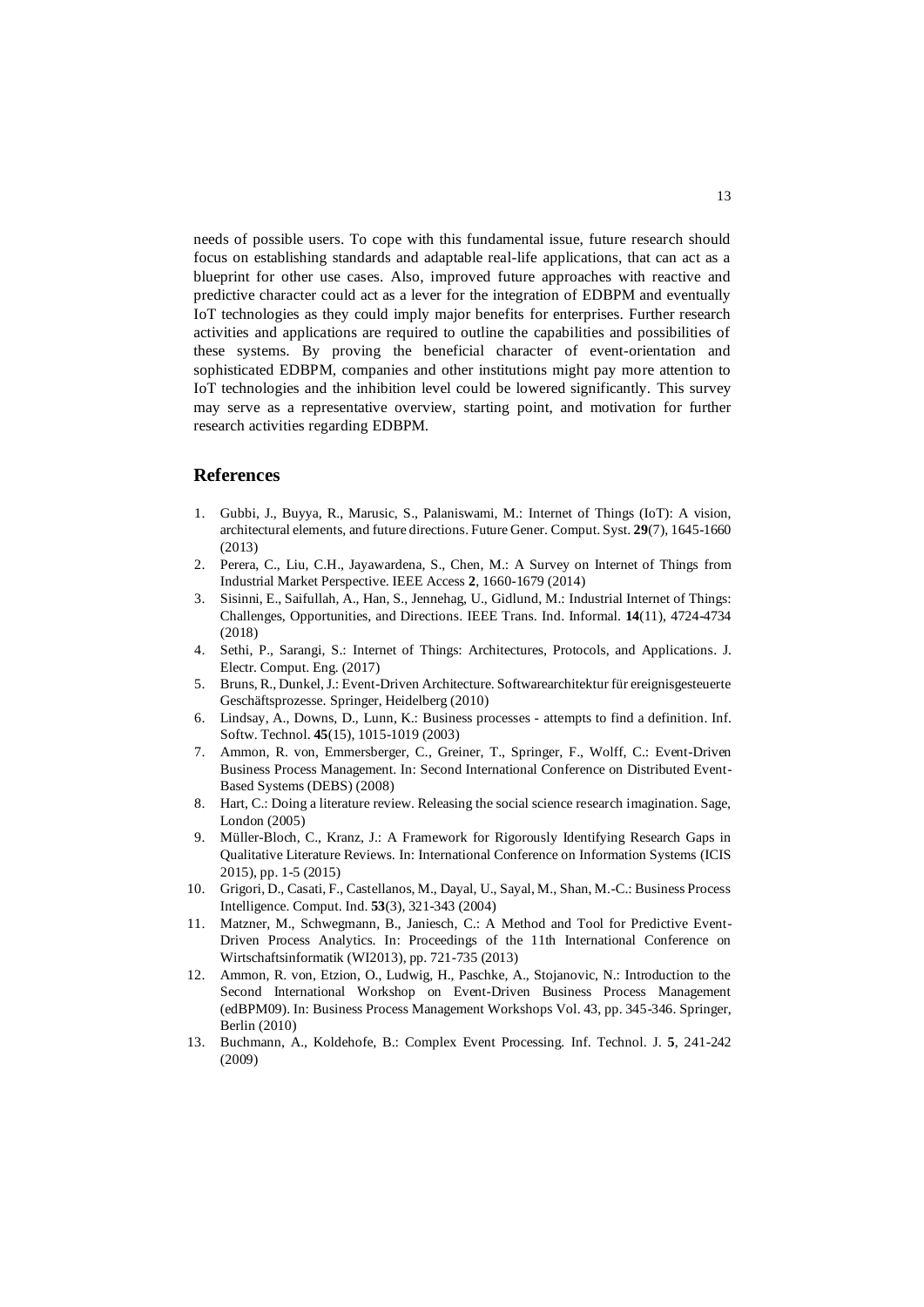needs of possible users. To cope with this fundamental issue, future research should focus on establishing standards and adaptable real-life applications, that can act as a blueprint for other use cases. Also, improved future approaches with reactive and predictive character could act as a lever for the integration of EDBPM and eventually IoT technologies as they could imply major benefits for enterprises. Further research activities and applications are required to outline the capabilities and possibilities of these systems. By proving the beneficial character of event-orientation and sophisticated EDBPM, companies and other institutions might pay more attention to IoT technologies and the inhibition level could be lowered significantly. This survey may serve as a representative overview, starting point, and motivation for further research activities regarding EDBPM.

## References

1. Gubbi, J., Buyya, R., Marusic, S., Palaniswami, M.: Internet of Things (IoT): A vision, architectural elements, and future directions. Future Gener. Comput. Syst. **29**(7), 1645-1660 (2013)
2. Perera, C., Liu, C.H., Jayawardena, S., Chen, M.: A Survey on Internet of Things from Industrial Market Perspective. IEEE Access **2**, 1660-1679 (2014)
3. Sisinni, E., Saifullah, A., Han, S., Jennehag, U., Gidlund, M.: Industrial Internet of Things: Challenges, Opportunities, and Directions. IEEE Trans. Ind. Informal. **14**(11), 4724-4734 (2018)
4. Sethi, P., Sarangi, S.: Internet of Things: Architectures, Protocols, and Applications. J. Electr. Comput. Eng. (2017)
5. Bruns, R., Dunkel, J.: Event-Driven Architecture. Softwarearchitektur für ereignisgesteuerte Geschäftsprozesse. Springer, Heidelberg (2010)
6. Lindsay, A., Downs, D., Lunn, K.: Business processes - attempts to find a definition. Inf. Softw. Technol. **45**(15), 1015-1019 (2003)
7. Ammon, R. von, Emmersberger, C., Greiner, T., Springer, F., Wolff, C.: Event-Driven Business Process Management. In: Second International Conference on Distributed Event-Based Systems (DEBS) (2008)
8. Hart, C.: Doing a literature review. Releasing the social science research imagination. Sage, London (2005)
9. Müller-Bloch, C., Kranz, J.: A Framework for Rigorously Identifying Research Gaps in Qualitative Literature Reviews. In: International Conference on Information Systems (ICIS 2015), pp. 1-5 (2015)
10. Grigori, D., Casati, F., Castellanos, M., Dayal, U., Sayal, M., Shan, M.-C.: Business Process Intelligence. Comput. Ind. **53**(3), 321-343 (2004)
11. Matzner, M., Schwegmann, B., Janiesch, C.: A Method and Tool for Predictive Event-Driven Process Analytics. In: Proceedings of the 11th International Conference on Wirtschaftsinformatik (WI2013), pp. 721-735 (2013)
12. Ammon, R. von, Etzion, O., Ludwig, H., Paschke, A., Stojanovic, N.: Introduction to the Second International Workshop on Event-Driven Business Process Management (edBPM09). In: Business Process Management Workshops Vol. 43, pp. 345-346. Springer, Berlin (2010)
13. Buchmann, A., Koldehofe, B.: Complex Event Processing. Inf. Technol. J. **5**, 241-242 (2009)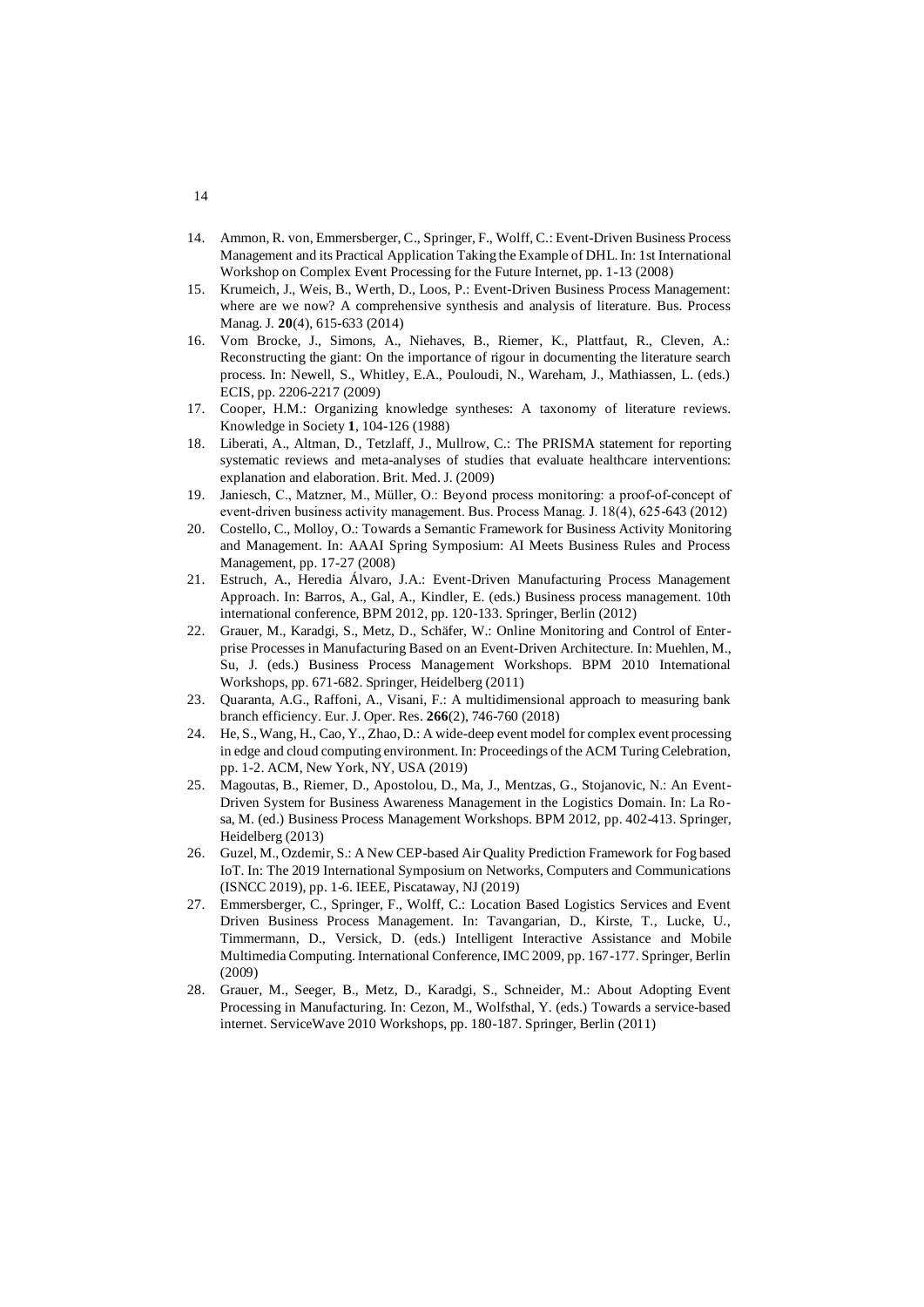14. Ammon, R. von, Emmersberger, C., Springer, F., Wolff, C.: Event-Driven Business Process Management and its Practical Application Taking the Example of DHL. In: 1st International Workshop on Complex Event Processing for the Future Internet, pp. 1-13 (2008)
15. Krumeich, J., Weis, B., Werth, D., Loos, P.: Event-Driven Business Process Management: where are we now? A comprehensive synthesis and analysis of literature. Bus. Process Manag. J. **20**(4), 615-633 (2014)
16. Vom Brocke, J., Simons, A., Niehaves, B., Riemer, K., Plattfaut, R., Cleven, A.: Reconstructing the giant: On the importance of rigour in documenting the literature search process. In: Newell, S., Whitley, E.A., Pouloudi, N., Wareham, J., Mathiassen, L. (eds.) ECIS, pp. 2206-2217 (2009)
17. Cooper, H.M.: Organizing knowledge syntheses: A taxonomy of literature reviews. Knowledge in Society **1**, 104-126 (1988)
18. Liberati, A., Altman, D., Tetzlaff, J., Mullrow, C.: The PRISMA statement for reporting systematic reviews and meta-analyses of studies that evaluate healthcare interventions: explanation and elaboration. Brit. Med. J. (2009)
19. Janiesch, C., Matzner, M., Müller, O.: Beyond process monitoring: a proof-of-concept of event-driven business activity management. Bus. Process Manag. J. 18(4), 625-643 (2012)
20. Costello, C., Molloy, O.: Towards a Semantic Framework for Business Activity Monitoring and Management. In: AAAI Spring Symposium: AI Meets Business Rules and Process Management, pp. 17-27 (2008)
21. Estruch, A., Heredia Álvaro, J.A.: Event-Driven Manufacturing Process Management Approach. In: Barros, A., Gal, A., Kindler, E. (eds.) Business process management. 10th international conference, BPM 2012, pp. 120-133. Springer, Berlin (2012)
22. Grauer, M., Karadgi, S., Metz, D., Schäfer, W.: Online Monitoring and Control of Enterprise Processes in Manufacturing Based on an Event-Driven Architecture. In: Muehlen, M., Su, J. (eds.) Business Process Management Workshops. BPM 2010 International Workshops, pp. 671-682. Springer, Heidelberg (2011)
23. Quaranta, A.G., Raffoni, A., Visani, F.: A multidimensional approach to measuring bank branch efficiency. Eur. J. Oper. Res. **266**(2), 746-760 (2018)
24. He, S., Wang, H., Cao, Y., Zhao, D.: A wide-deep event model for complex event processing in edge and cloud computing environment. In: Proceedings of the ACM Turing Celebration, pp. 1-2. ACM, New York, NY, USA (2019)
25. Magoutas, B., Riemer, D., Apostolou, D., Ma, J., Mentzas, G., Stojanovic, N.: An Event-Driven System for Business Awareness Management in the Logistics Domain. In: La Rosa, M. (ed.) Business Process Management Workshops. BPM 2012, pp. 402-413. Springer, Heidelberg (2013)
26. Guzel, M., Ozdemir, S.: A New CEP-based Air Quality Prediction Framework for Fog based IoT. In: The 2019 International Symposium on Networks, Computers and Communications (ISNCC 2019), pp. 1-6. IEEE, Piscataway, NJ (2019)
27. Emmersberger, C., Springer, F., Wolff, C.: Location Based Logistics Services and Event Driven Business Process Management. In: Tavangarian, D., Kirste, T., Lucke, U., Timmermann, D., Versick, D. (eds.) Intelligent Interactive Assistance and Mobile Multimedia Computing. International Conference, IMC 2009, pp. 167-177. Springer, Berlin (2009)
28. Grauer, M., Seeger, B., Metz, D., Karadgi, S., Schneider, M.: About Adopting Event Processing in Manufacturing. In: Cezon, M., Wolfsthal, Y. (eds.) Towards a service-based internet. ServiceWave 2010 Workshops, pp. 180-187. Springer, Berlin (2011)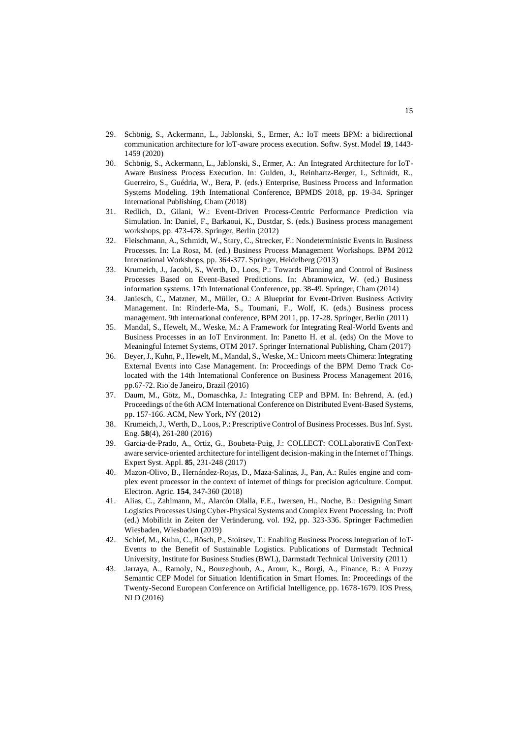29. Schönig, S., Ackermann, L., Jablonski, S., Ermer, A.: IoT meets BPM: a bidirectional communication architecture for IoT-aware process execution. Softw. Syst. Model **19**, 1443-1459 (2020)
30. Schönig, S., Ackermann, L., Jablonski, S., Ermer, A.: An Integrated Architecture for IoT-Aware Business Process Execution. In: Gulden, J., Reinhartz-Berger, I., Schmidt, R., Guerreiro, S., Guédria, W., Bera, P. (eds.) Enterprise, Business Process and Information Systems Modeling. 19th International Conference, BPMDS 2018, pp. 19-34. Springer International Publishing, Cham (2018)
31. Redlich, D., Gilani, W.: Event-Driven Process-Centric Performance Prediction via Simulation. In: Daniel, F., Barkaoui, K., Dustdar, S. (eds.) Business process management workshops, pp. 473-478. Springer, Berlin (2012)
32. Fleischmann, A., Schmidt, W., Stary, C., Strecker, F.: Nondeterministic Events in Business Processes. In: La Rosa, M. (ed.) Business Process Management Workshops. BPM 2012 International Workshops, pp. 364-377. Springer, Heidelberg (2013)
33. Krumeich, J., Jacobi, S., Werth, D., Loos, P.: Towards Planning and Control of Business Processes Based on Event-Based Predictions. In: Abramowicz, W. (ed.) Business information systems. 17th International Conference, pp. 38-49. Springer, Cham (2014)
34. Janiesch, C., Matzner, M., Müller, O.: A Blueprint for Event-Driven Business Activity Management. In: Rinderle-Ma, S., Toumani, F., Wolf, K. (eds.) Business process management. 9th international conference, BPM 2011, pp. 17-28. Springer, Berlin (2011)
35. Mandal, S., Hewelt, M., Weske, M.: A Framework for Integrating Real-World Events and Business Processes in an IoT Environment. In: Panetto H. et al. (eds) On the Move to Meaningful Internet Systems, OTM 2017. Springer International Publishing, Cham (2017)
36. Beyer, J., Kuhn, P., Hewelt, M., Mandal, S., Weske, M.: Unicorn meets Chimera: Integrating External Events into Case Management. In: Proceedings of the BPM Demo Track Co-located with the 14th International Conference on Business Process Management 2016, pp.67-72. Rio de Janeiro, Brazil (2016)
37. Daum, M., Götz, M., Domaschka, J.: Integrating CEP and BPM. In: Behrend, A. (ed.) Proceedings of the 6th ACM International Conference on Distributed Event-Based Systems, pp. 157-166. ACM, New York, NY (2012)
38. Krumeich, J., Werth, D., Loos, P.: Prescriptive Control of Business Processes. Bus Inf. Syst. Eng. **58**(4), 261-280 (2016)
39. Garcia-de-Prado, A., Ortiz, G., Boubeta-Puig, J.: COLLECT: COLLaborativE ConText-aware service-oriented architecture for intelligent decision-making in the Internet of Things. Expert Syst. Appl. **85**, 231-248 (2017)
40. Mazon-Olivo, B., Hernández-Rojas, D., Maza-Salinas, J., Pan, A.: Rules engine and complex event processor in the context of internet of things for precision agriculture. Comput. Electron. Agric. **154**, 347-360 (2018)
41. Alias, C., Zahlmann, M., Alarcón Olalla, F.E., Iwersen, H., Noche, B.: Designing Smart Logistics Processes Using Cyber-Physical Systems and Complex Event Processing. In: Proff (ed.) Mobilität in Zeiten der Veränderung, vol. 192, pp. 323-336. Springer Fachmedien Wiesbaden, Wiesbaden (2019)
42. Schief, M., Kuhn, C., Rösch, P., Stoitsev, T.: Enabling Business Process Integration of IoT-Events to the Benefit of Sustainable Logistics. Publications of Darmstadt Technical University, Institute for Business Studies (BWL), Darmstadt Technical University (2011)
43. Jarraya, A., Ramoly, N., Bouzeghoub, A., Arour, K., Borgi, A., Finance, B.: A Fuzzy Semantic CEP Model for Situation Identification in Smart Homes. In: Proceedings of the Twenty-Second European Conference on Artificial Intelligence, pp. 1678-1679. IOS Press, NLD (2016)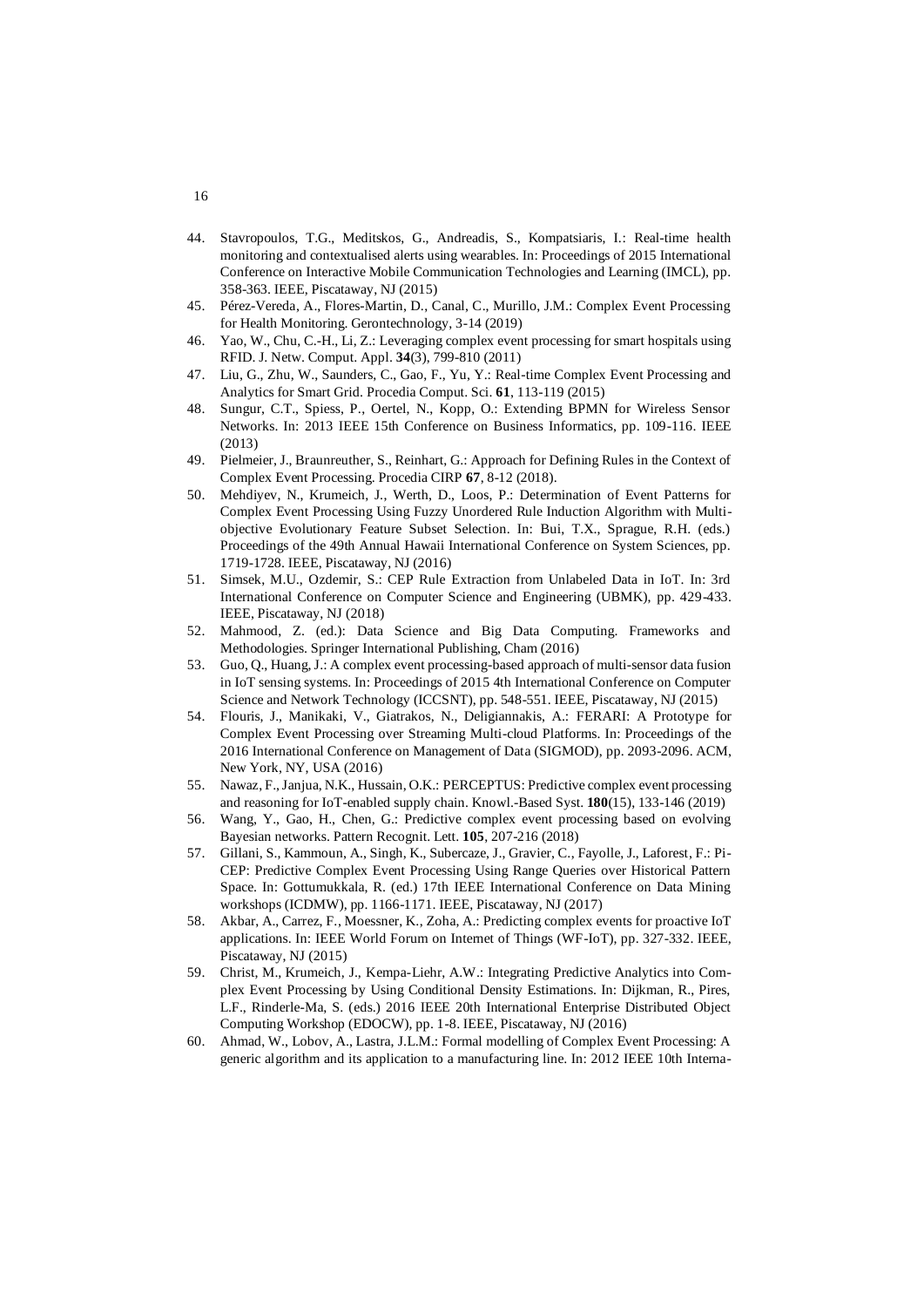44. Stavropoulos, T.G., Meditskos, G., Andreadis, S., Kompatsiaris, I.: Real-time health monitoring and contextualised alerts using wearables. In: Proceedings of 2015 International Conference on Interactive Mobile Communication Technologies and Learning (IMCL), pp. 358-363. IEEE, Piscataway, NJ (2015)
45. Pérez-Vereda, A., Flores-Martin, D., Canal, C., Murillo, J.M.: Complex Event Processing for Health Monitoring. Gerontechnology, 3-14 (2019)
46. Yao, W., Chu, C.-H., Li, Z.: Leveraging complex event processing for smart hospitals using RFID. J. Netw. Comput. Appl. **34**(3), 799-810 (2011)
47. Liu, G., Zhu, W., Saunders, C., Gao, F., Yu, Y.: Real-time Complex Event Processing and Analytics for Smart Grid. Procedia Comput. Sci. **61**, 113-119 (2015)
48. Sungur, C.T., Spiess, P., Oertel, N., Kopp, O.: Extending BPMN for Wireless Sensor Networks. In: 2013 IEEE 15th Conference on Business Informatics, pp. 109-116. IEEE (2013)
49. Pielmeier, J., Braunreuther, S., Reinhart, G.: Approach for Defining Rules in the Context of Complex Event Processing. Procedia CIRP **67**, 8-12 (2018).
50. Mehdiyev, N., Krumeich, J., Werth, D., Loos, P.: Determination of Event Patterns for Complex Event Processing Using Fuzzy Unordered Rule Induction Algorithm with Multi-objective Evolutionary Feature Subset Selection. In: Bui, T.X., Sprague, R.H. (eds.) Proceedings of the 49th Annual Hawaii International Conference on System Sciences, pp. 1719-1728. IEEE, Piscataway, NJ (2016)
51. Simsek, M.U., Ozdemir, S.: CEP Rule Extraction from Unlabeled Data in IoT. In: 3rd International Conference on Computer Science and Engineering (UBMK), pp. 429-433. IEEE, Piscataway, NJ (2018)
52. Mahmood, Z. (ed.): Data Science and Big Data Computing. Frameworks and Methodologies. Springer International Publishing, Cham (2016)
53. Guo, Q., Huang, J.: A complex event processing-based approach of multi-sensor data fusion in IoT sensing systems. In: Proceedings of 2015 4th International Conference on Computer Science and Network Technology (ICCSNT), pp. 548-551. IEEE, Piscataway, NJ (2015)
54. Flouris, J., Manikaki, V., Giatrakos, N., Deligiannakis, A.: FERARI: A Prototype for Complex Event Processing over Streaming Multi-cloud Platforms. In: Proceedings of the 2016 International Conference on Management of Data (SIGMOD), pp. 2093-2096. ACM, New York, NY, USA (2016)
55. Nawaz, F., Janjua, N.K., Hussain, O.K.: PERCEPTUS: Predictive complex event processing and reasoning for IoT-enabled supply chain. Knowl.-Based Syst. **180**(15), 133-146 (2019)
56. Wang, Y., Gao, H., Chen, G.: Predictive complex event processing based on evolving Bayesian networks. Pattern Recognit. Lett. **105**, 207-216 (2018)
57. Gillani, S., Kammoun, A., Singh, K., Subercaze, J., Gravier, C., Fayolle, J., Laforest, F.: Pi-CEP: Predictive Complex Event Processing Using Range Queries over Historical Pattern Space. In: Gottumukkala, R. (ed.) 17th IEEE International Conference on Data Mining workshops (ICDMW), pp. 1166-1171. IEEE, Piscataway, NJ (2017)
58. Akbar, A., Carrez, F., Moessner, K., Zoha, A.: Predicting complex events for proactive IoT applications. In: IEEE World Forum on Internet of Things (WF-IoT), pp. 327-332. IEEE, Piscataway, NJ (2015)
59. Christ, M., Krumeich, J., Kempa-Liehr, A.W.: Integrating Predictive Analytics into Complex Event Processing by Using Conditional Density Estimations. In: Dijkman, R., Pires, L.F., Rinderle-Ma, S. (eds.) 2016 IEEE 20th International Enterprise Distributed Object Computing Workshop (EDOCW), pp. 1-8. IEEE, Piscataway, NJ (2016)
60. Ahmad, W., Lobov, A., Lastra, J.L.M.: Formal modelling of Complex Event Processing: A generic algorithm and its application to a manufacturing line. In: 2012 IEEE 10th Interna-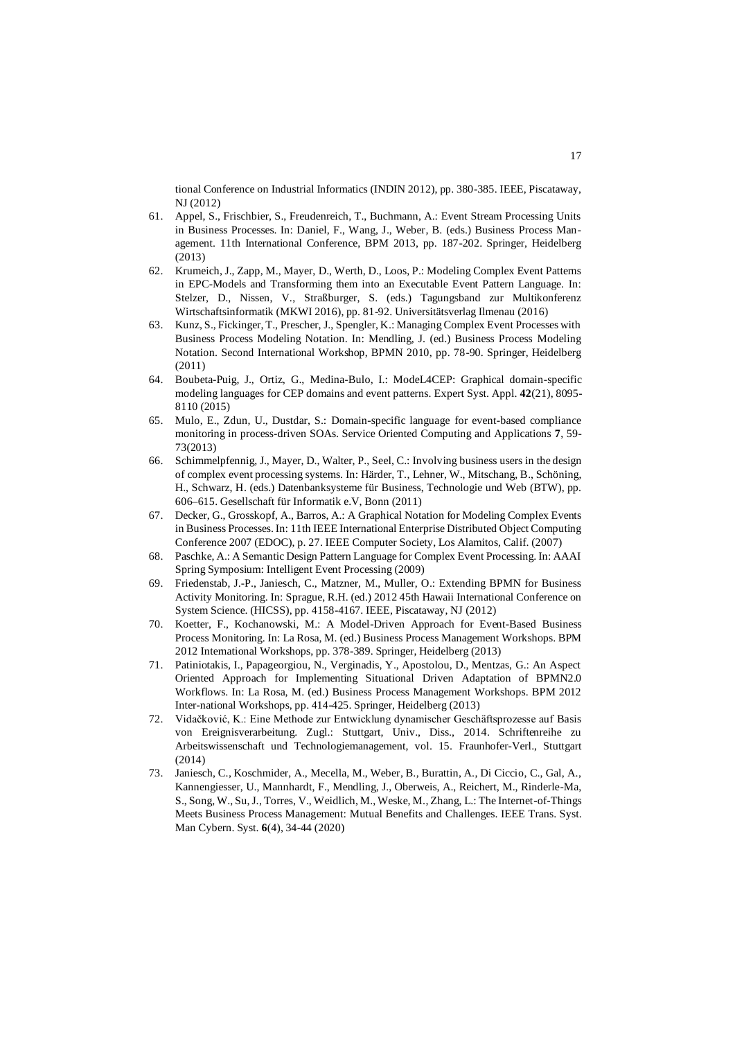tional Conference on Industrial Informatics (INDIN 2012), pp. 380-385. IEEE, Piscataway, NJ (2012)

61. Appel, S., Frischbier, S., Freudenreich, T., Buchmann, A.: Event Stream Processing Units in Business Processes. In: Daniel, F., Wang, J., Weber, B. (eds.) Business Process Management. 11th International Conference, BPM 2013, pp. 187-202. Springer, Heidelberg (2013)
62. Krumeich, J., Zapp, M., Mayer, D., Werth, D., Loos, P.: Modeling Complex Event Patterns in EPC-Models and Transforming them into an Executable Event Pattern Language. In: Stelzer, D., Nissen, V., Straßburger, S. (eds.) Tagungsband zur Multikonferenz Wirtschaftsinformatik (MKWI 2016), pp. 81-92. Universitätsverlag Ilmenau (2016)
63. Kunz, S., Fickinger, T., Prescher, J., Spengler, K.: Managing Complex Event Processes with Business Process Modeling Notation. In: Mendling, J. (ed.) Business Process Modeling Notation. Second International Workshop, BPMN 2010, pp. 78-90. Springer, Heidelberg (2011)
64. Boubeta-Puig, J., Ortiz, G., Medina-Bulo, I.: ModeL4CEP: Graphical domain-specific modeling languages for CEP domains and event patterns. Expert Syst. Appl. **42**(21), 8095-8110 (2015)
65. Mulo, E., Zdun, U., Dustdar, S.: Domain-specific language for event-based compliance monitoring in process-driven SOAs. Service Oriented Computing and Applications **7**, 59-73(2013)
66. Schimmelpfennig, J., Mayer, D., Walter, P., Seel, C.: Involving business users in the design of complex event processing systems. In: Härder, T., Lehner, W., Mitschang, B., Schöning, H., Schwarz, H. (eds.) Datenbanksysteme für Business, Technologie und Web (BTW), pp. 606–615. Gesellschaft für Informatik e.V, Bonn (2011)
67. Decker, G., Grosskopf, A., Barros, A.: A Graphical Notation for Modeling Complex Events in Business Processes. In: 11th IEEE International Enterprise Distributed Object Computing Conference 2007 (EDOC), p. 27. IEEE Computer Society, Los Alamitos, Calif. (2007)
68. Paschke, A.: A Semantic Design Pattern Language for Complex Event Processing. In: AAAI Spring Symposium: Intelligent Event Processing (2009)
69. Friedenstab, J.-P., Janiesch, C., Matzner, M., Muller, O.: Extending BPMN for Business Activity Monitoring. In: Sprague, R.H. (ed.) 2012 45th Hawaii International Conference on System Science. (HICSS), pp. 4158-4167. IEEE, Piscataway, NJ (2012)
70. Koetter, F., Kochanowski, M.: A Model-Driven Approach for Event-Based Business Process Monitoring. In: La Rosa, M. (ed.) Business Process Management Workshops. BPM 2012 International Workshops, pp. 378-389. Springer, Heidelberg (2013)
71. Patiniotakis, I., Papageorgiou, N., Verginadis, Y., Apostolou, D., Mentzas, G.: An Aspect Oriented Approach for Implementing Situational Driven Adaptation of BPMN2.0 Workflows. In: La Rosa, M. (ed.) Business Process Management Workshops. BPM 2012 Inter-national Workshops, pp. 414-425. Springer, Heidelberg (2013)
72. Vidačković, K.: Eine Methode zur Entwicklung dynamischer Geschäftsprozesse auf Basis von Ereignisverarbeitung. Zugl.: Stuttgart, Univ., Diss., 2014. Schriftenreihe zu Arbeitswissenschaft und Technologiemanagement, vol. 15. Fraunhofer-Verl., Stuttgart (2014)
73. Janiesch, C., Koschmider, A., Mecella, M., Weber, B., Burattin, A., Di Ciccio, C., Gal, A., Kannengiesser, U., Mannhardt, F., Mendling, J., Oberweis, A., Reichert, M., Rinderle-Ma, S., Song, W., Su, J., Torres, V., Weidlich, M., Weske, M., Zhang, L.: The Internet-of-Things Meets Business Process Management: Mutual Benefits and Challenges. IEEE Trans. Syst. Man Cybern. Syst. **6**(4), 34-44 (2020)